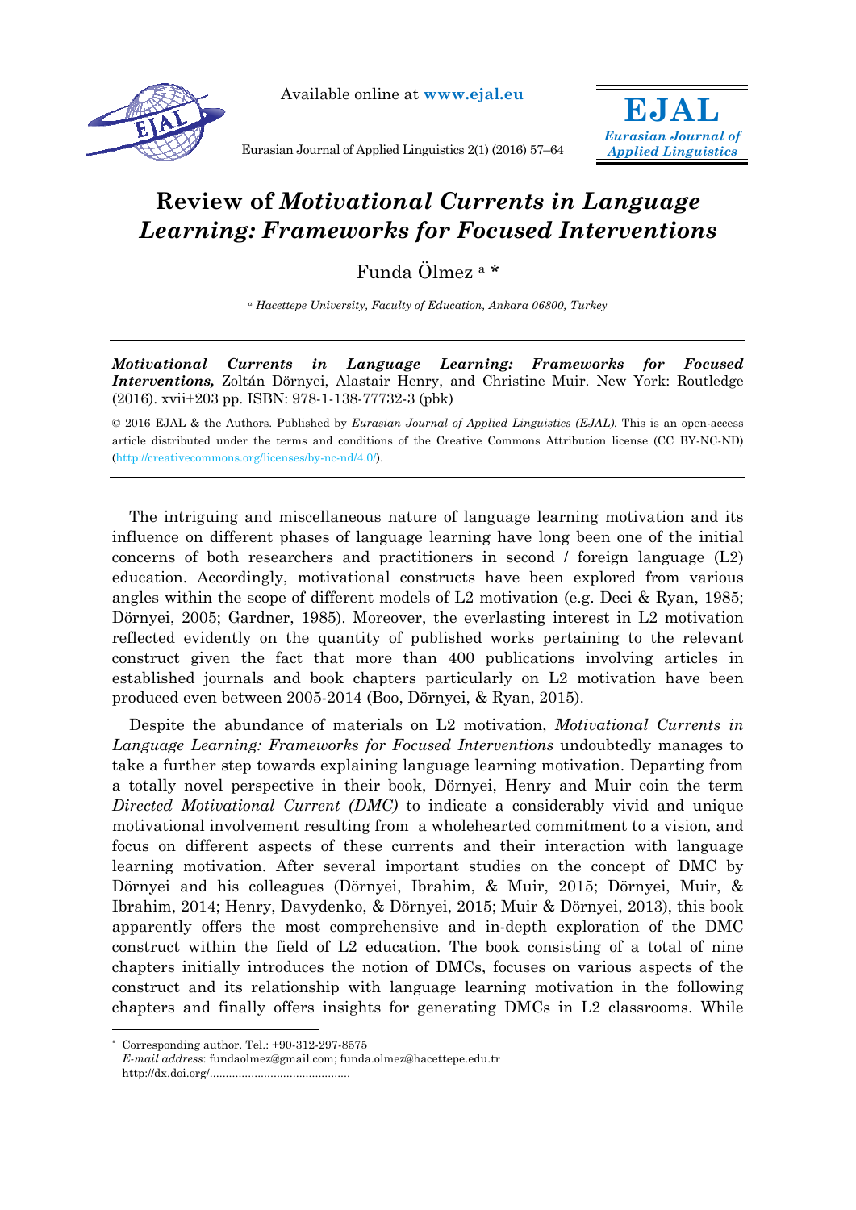# Review of *Motivational Currents in Language Learning: Frameworks for Focused Interventions*

Funda Ölmez [a] *

[a] *Hacettepe University, Faculty of Education, Ankara 06800, Turkey*

---

***Motivational Currents in Language Learning: Frameworks for Focused Interventions,*** Zoltán Dörnyei, Alastair Henry, and Christine Muir. New York: Routledge (2016). xvii+203 pp. ISBN: 978-1-138-77732-3 (pbk)

© 2016 EJAL & the Authors. Published by *Eurasian Journal of Applied Linguistics (EJAL)*. This is an open-access article distributed under the terms and conditions of the Creative Commons Attribution license (CC BY-NC-ND) (http://creativecommons.org/licenses/by-nc-nd/4.0/).

---

The intriguing and miscellaneous nature of language learning motivation and its influence on different phases of language learning have long been one of the initial concerns of both researchers and practitioners in second / foreign language (L2) education. Accordingly, motivational constructs have been explored from various angles within the scope of different models of L2 motivation (e.g. Deci & Ryan, 1985; Dörnyei, 2005; Gardner, 1985). Moreover, the everlasting interest in L2 motivation reflected evidently on the quantity of published works pertaining to the relevant construct given the fact that more than 400 publications involving articles in established journals and book chapters particularly on L2 motivation have been produced even between 2005-2014 (Boo, Dörnyei, & Ryan, 2015).

Despite the abundance of materials on L2 motivation, *Motivational Currents in Language Learning: Frameworks for Focused Interventions* undoubtedly manages to take a further step towards explaining language learning motivation. Departing from a totally novel perspective in their book, Dörnyei, Henry and Muir coin the term *Directed Motivational Current (DMC)* to indicate a considerably vivid and unique motivational involvement resulting from a wholehearted commitment to a vision, and focus on different aspects of these currents and their interaction with language learning motivation. After several important studies on the concept of DMC by Dörnyei and his colleagues (Dörnyei, Ibrahim, & Muir, 2015; Dörnyei, Muir, & Ibrahim, 2014; Henry, Davydenko, & Dörnyei, 2015; Muir & Dörnyei, 2013), this book apparently offers the most comprehensive and in-depth exploration of the DMC construct within the field of L2 education. The book consisting of a total of nine chapters initially introduces the notion of DMCs, focuses on various aspects of the construct and its relationship with language learning motivation in the following chapters and finally offers insights for generating DMCs in L2 classrooms. While

---

* Corresponding author. Tel.: +90-312-297-8575
*E-mail address*: fundaolmez@gmail.com; funda.olmez@hacettepe.edu.tr
http://dx.doi.org/...........................................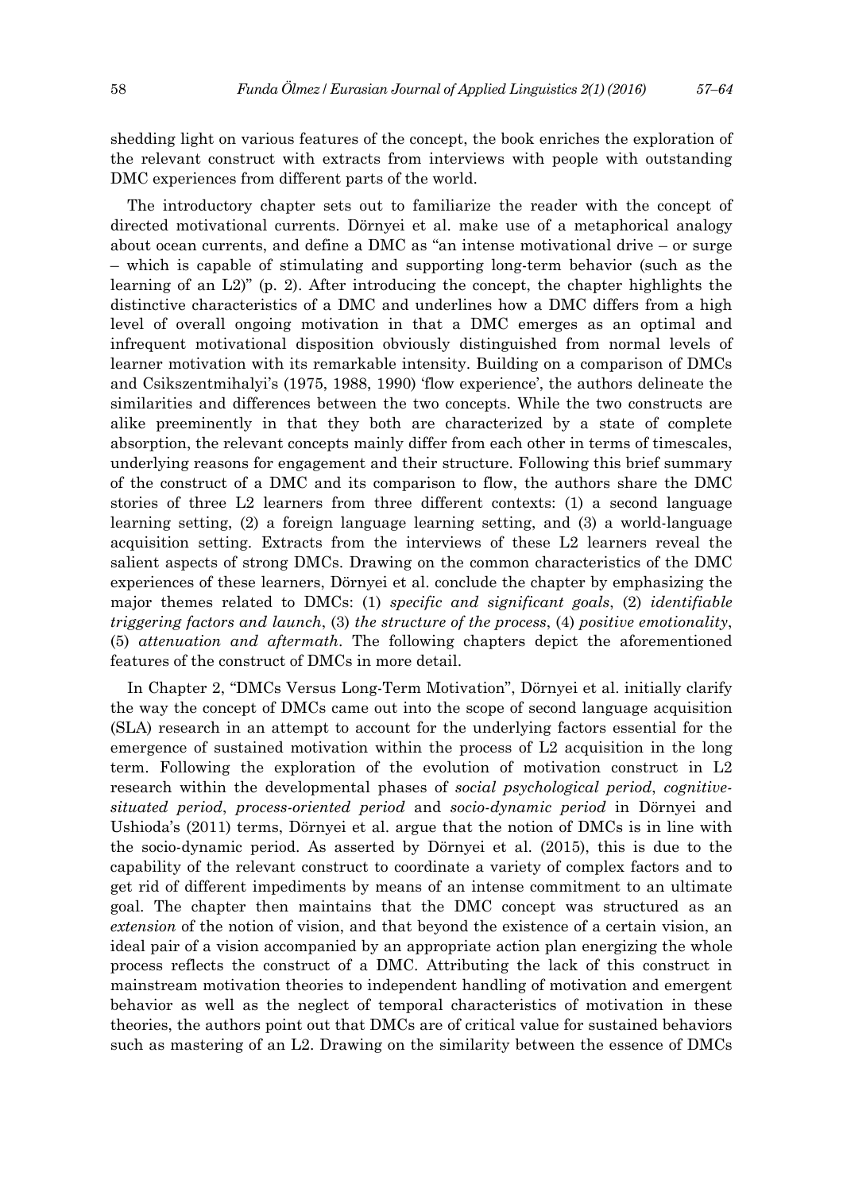shedding light on various features of the concept, the book enriches the exploration of the relevant construct with extracts from interviews with people with outstanding DMC experiences from different parts of the world.

The introductory chapter sets out to familiarize the reader with the concept of directed motivational currents. Dörnyei et al. make use of a metaphorical analogy about ocean currents, and define a DMC as "an intense motivational drive – or surge – which is capable of stimulating and supporting long-term behavior (such as the learning of an L2)" (p. 2). After introducing the concept, the chapter highlights the distinctive characteristics of a DMC and underlines how a DMC differs from a high level of overall ongoing motivation in that a DMC emerges as an optimal and infrequent motivational disposition obviously distinguished from normal levels of learner motivation with its remarkable intensity. Building on a comparison of DMCs and Csikszentmihalyi's (1975, 1988, 1990) 'flow experience', the authors delineate the similarities and differences between the two concepts. While the two constructs are alike preeminently in that they both are characterized by a state of complete absorption, the relevant concepts mainly differ from each other in terms of timescales, underlying reasons for engagement and their structure. Following this brief summary of the construct of a DMC and its comparison to flow, the authors share the DMC stories of three L2 learners from three different contexts: (1) a second language learning setting, (2) a foreign language learning setting, and (3) a world-language acquisition setting. Extracts from the interviews of these L2 learners reveal the salient aspects of strong DMCs. Drawing on the common characteristics of the DMC experiences of these learners, Dörnyei et al. conclude the chapter by emphasizing the major themes related to DMCs: (1) *specific and significant goals*, (2) *identifiable triggering factors and launch*, (3) *the structure of the process*, (4) *positive emotionality*, (5) *attenuation and aftermath*. The following chapters depict the aforementioned features of the construct of DMCs in more detail.

In Chapter 2, "DMCs Versus Long-Term Motivation", Dörnyei et al. initially clarify the way the concept of DMCs came out into the scope of second language acquisition (SLA) research in an attempt to account for the underlying factors essential for the emergence of sustained motivation within the process of L2 acquisition in the long term. Following the exploration of the evolution of motivation construct in L2 research within the developmental phases of *social psychological period*, *cognitive-situated period*, *process-oriented period* and *socio-dynamic period* in Dörnyei and Ushioda's (2011) terms, Dörnyei et al. argue that the notion of DMCs is in line with the socio-dynamic period. As asserted by Dörnyei et al. (2015), this is due to the capability of the relevant construct to coordinate a variety of complex factors and to get rid of different impediments by means of an intense commitment to an ultimate goal. The chapter then maintains that the DMC concept was structured as an *extension* of the notion of vision, and that beyond the existence of a certain vision, an ideal pair of a vision accompanied by an appropriate action plan energizing the whole process reflects the construct of a DMC. Attributing the lack of this construct in mainstream motivation theories to independent handling of motivation and emergent behavior as well as the neglect of temporal characteristics of motivation in these theories, the authors point out that DMCs are of critical value for sustained behaviors such as mastering of an L2. Drawing on the similarity between the essence of DMCs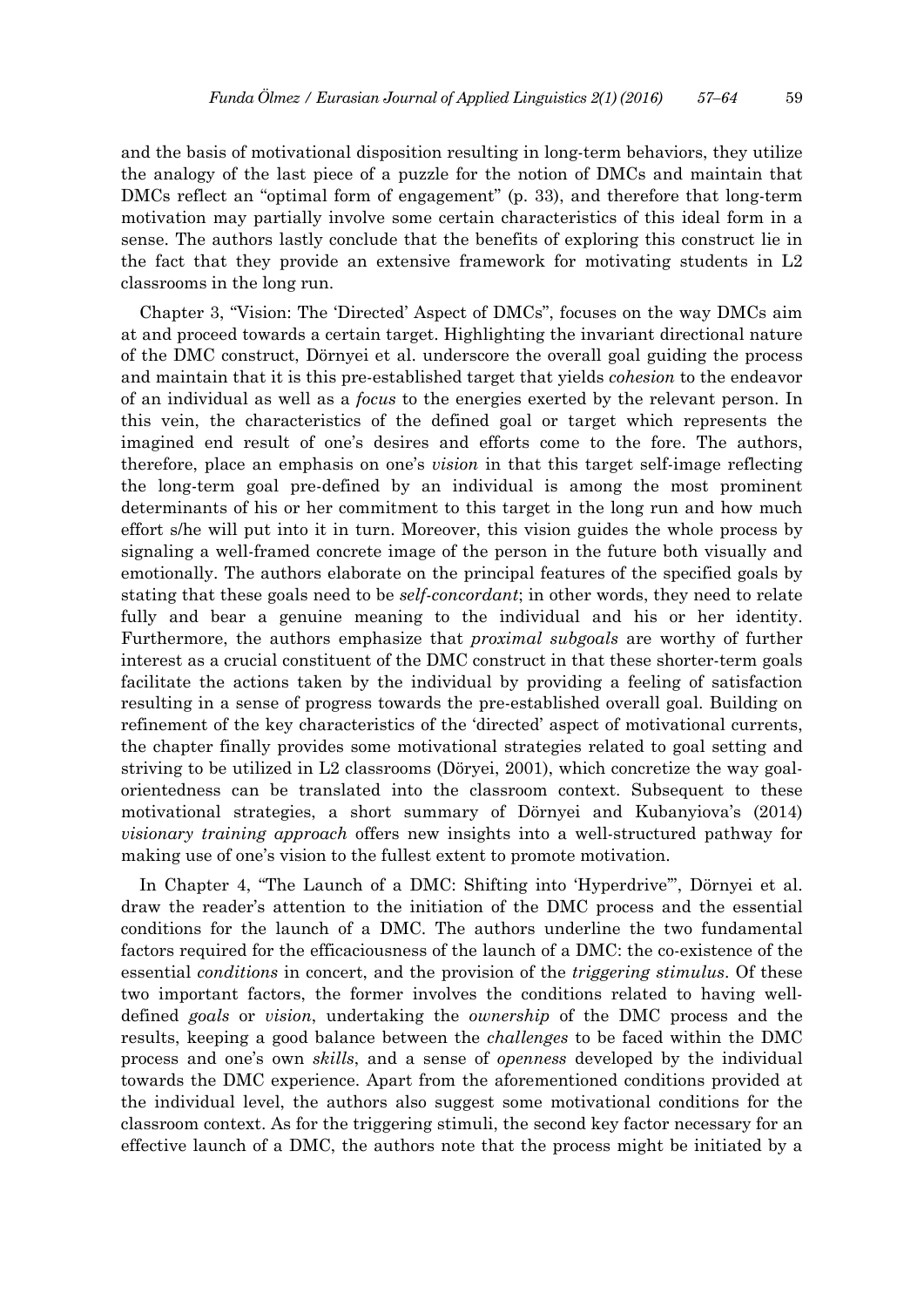and the basis of motivational disposition resulting in long-term behaviors, they utilize the analogy of the last piece of a puzzle for the notion of DMCs and maintain that DMCs reflect an "optimal form of engagement" (p. 33), and therefore that long-term motivation may partially involve some certain characteristics of this ideal form in a sense. The authors lastly conclude that the benefits of exploring this construct lie in the fact that they provide an extensive framework for motivating students in L2 classrooms in the long run.

Chapter 3, "Vision: The 'Directed' Aspect of DMCs", focuses on the way DMCs aim at and proceed towards a certain target. Highlighting the invariant directional nature of the DMC construct, Dörnyei et al. underscore the overall goal guiding the process and maintain that it is this pre-established target that yields *cohesion* to the endeavor of an individual as well as a *focus* to the energies exerted by the relevant person. In this vein, the characteristics of the defined goal or target which represents the imagined end result of one's desires and efforts come to the fore. The authors, therefore, place an emphasis on one's *vision* in that this target self-image reflecting the long-term goal pre-defined by an individual is among the most prominent determinants of his or her commitment to this target in the long run and how much effort s/he will put into it in turn. Moreover, this vision guides the whole process by signaling a well-framed concrete image of the person in the future both visually and emotionally. The authors elaborate on the principal features of the specified goals by stating that these goals need to be *self-concordant*; in other words, they need to relate fully and bear a genuine meaning to the individual and his or her identity. Furthermore, the authors emphasize that *proximal subgoals* are worthy of further interest as a crucial constituent of the DMC construct in that these shorter-term goals facilitate the actions taken by the individual by providing a feeling of satisfaction resulting in a sense of progress towards the pre-established overall goal. Building on refinement of the key characteristics of the 'directed' aspect of motivational currents, the chapter finally provides some motivational strategies related to goal setting and striving to be utilized in L2 classrooms (Döryei, 2001), which concretize the way goal-orientedness can be translated into the classroom context. Subsequent to these motivational strategies, a short summary of Dörnyei and Kubanyiova's (2014) *visionary training approach* offers new insights into a well-structured pathway for making use of one's vision to the fullest extent to promote motivation.

In Chapter 4, "The Launch of a DMC: Shifting into 'Hyperdrive'", Dörnyei et al. draw the reader's attention to the initiation of the DMC process and the essential conditions for the launch of a DMC. The authors underline the two fundamental factors required for the efficaciousness of the launch of a DMC: the co-existence of the essential *conditions* in concert, and the provision of the *triggering stimulus*. Of these two important factors, the former involves the conditions related to having well-defined *goals* or *vision*, undertaking the *ownership* of the DMC process and the results, keeping a good balance between the *challenges* to be faced within the DMC process and one's own *skills*, and a sense of *openness* developed by the individual towards the DMC experience. Apart from the aforementioned conditions provided at the individual level, the authors also suggest some motivational conditions for the classroom context. As for the triggering stimuli, the second key factor necessary for an effective launch of a DMC, the authors note that the process might be initiated by a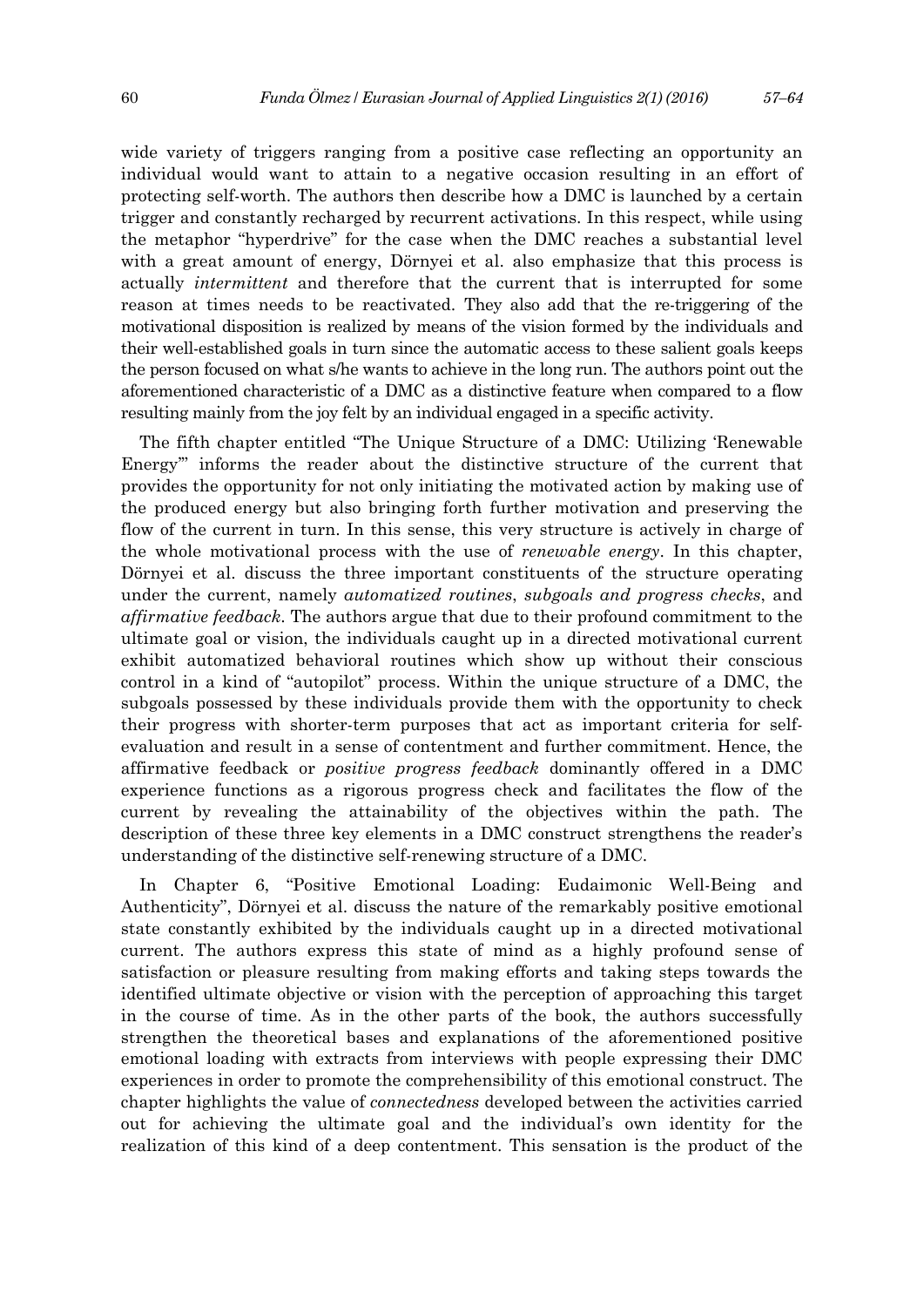wide variety of triggers ranging from a positive case reflecting an opportunity an individual would want to attain to a negative occasion resulting in an effort of protecting self-worth. The authors then describe how a DMC is launched by a certain trigger and constantly recharged by recurrent activations. In this respect, while using the metaphor "hyperdrive" for the case when the DMC reaches a substantial level with a great amount of energy, Dörnyei et al. also emphasize that this process is actually *intermittent* and therefore that the current that is interrupted for some reason at times needs to be reactivated. They also add that the re-triggering of the motivational disposition is realized by means of the vision formed by the individuals and their well-established goals in turn since the automatic access to these salient goals keeps the person focused on what s/he wants to achieve in the long run. The authors point out the aforementioned characteristic of a DMC as a distinctive feature when compared to a flow resulting mainly from the joy felt by an individual engaged in a specific activity.

The fifth chapter entitled "The Unique Structure of a DMC: Utilizing 'Renewable Energy'" informs the reader about the distinctive structure of the current that provides the opportunity for not only initiating the motivated action by making use of the produced energy but also bringing forth further motivation and preserving the flow of the current in turn. In this sense, this very structure is actively in charge of the whole motivational process with the use of *renewable energy*. In this chapter, Dörnyei et al. discuss the three important constituents of the structure operating under the current, namely *automatized routines*, *subgoals and progress checks*, and *affirmative feedback*. The authors argue that due to their profound commitment to the ultimate goal or vision, the individuals caught up in a directed motivational current exhibit automatized behavioral routines which show up without their conscious control in a kind of "autopilot" process. Within the unique structure of a DMC, the subgoals possessed by these individuals provide them with the opportunity to check their progress with shorter-term purposes that act as important criteria for self-evaluation and result in a sense of contentment and further commitment. Hence, the affirmative feedback or *positive progress feedback* dominantly offered in a DMC experience functions as a rigorous progress check and facilitates the flow of the current by revealing the attainability of the objectives within the path. The description of these three key elements in a DMC construct strengthens the reader's understanding of the distinctive self-renewing structure of a DMC.

In Chapter 6, "Positive Emotional Loading: Eudaimonic Well-Being and Authenticity", Dörnyei et al. discuss the nature of the remarkably positive emotional state constantly exhibited by the individuals caught up in a directed motivational current. The authors express this state of mind as a highly profound sense of satisfaction or pleasure resulting from making efforts and taking steps towards the identified ultimate objective or vision with the perception of approaching this target in the course of time. As in the other parts of the book, the authors successfully strengthen the theoretical bases and explanations of the aforementioned positive emotional loading with extracts from interviews with people expressing their DMC experiences in order to promote the comprehensibility of this emotional construct. The chapter highlights the value of *connectedness* developed between the activities carried out for achieving the ultimate goal and the individual's own identity for the realization of this kind of a deep contentment. This sensation is the product of the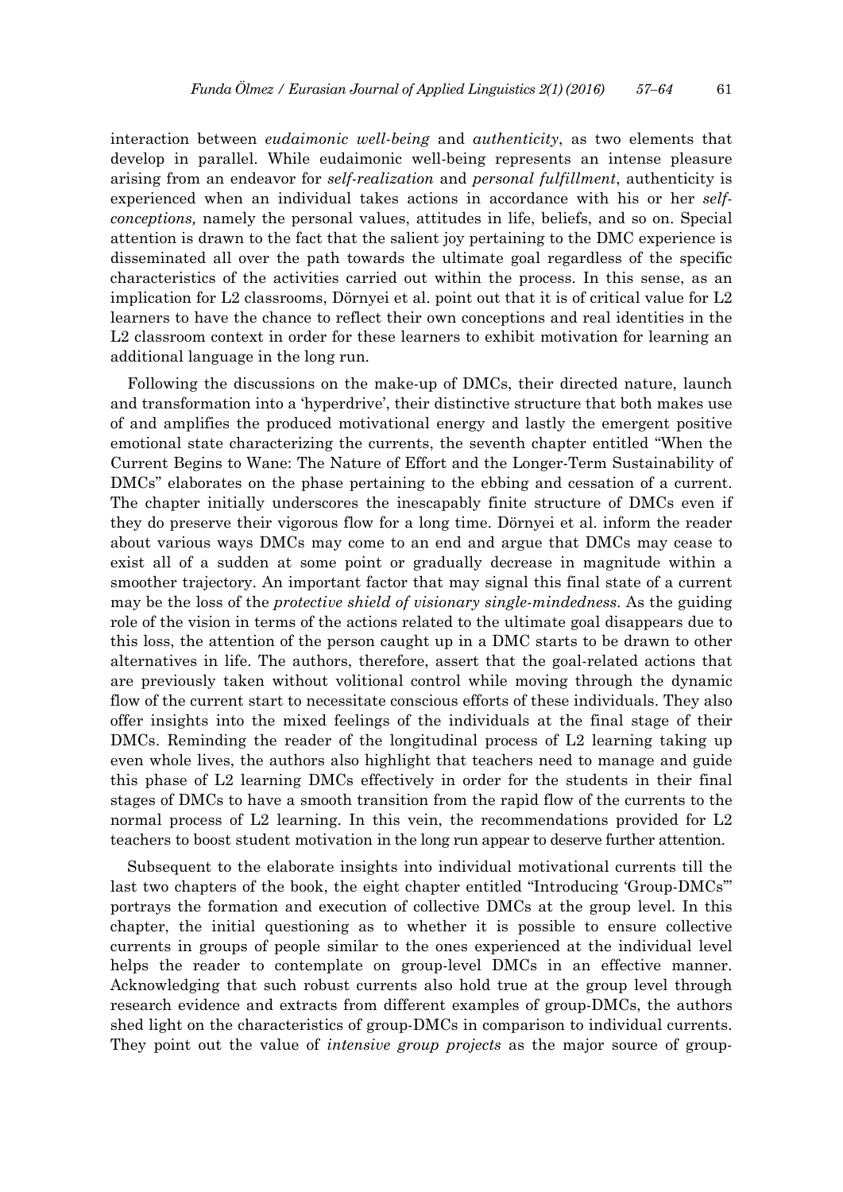interaction between *eudaimonic well-being* and *authenticity*, as two elements that develop in parallel. While eudaimonic well-being represents an intense pleasure arising from an endeavor for *self-realization* and *personal fulfillment*, authenticity is experienced when an individual takes actions in accordance with his or her *self-conceptions,* namely the personal values, attitudes in life, beliefs, and so on. Special attention is drawn to the fact that the salient joy pertaining to the DMC experience is disseminated all over the path towards the ultimate goal regardless of the specific characteristics of the activities carried out within the process. In this sense, as an implication for L2 classrooms, Dörnyei et al. point out that it is of critical value for L2 learners to have the chance to reflect their own conceptions and real identities in the L2 classroom context in order for these learners to exhibit motivation for learning an additional language in the long run.

Following the discussions on the make-up of DMCs, their directed nature, launch and transformation into a 'hyperdrive', their distinctive structure that both makes use of and amplifies the produced motivational energy and lastly the emergent positive emotional state characterizing the currents, the seventh chapter entitled "When the Current Begins to Wane: The Nature of Effort and the Longer-Term Sustainability of DMCs" elaborates on the phase pertaining to the ebbing and cessation of a current. The chapter initially underscores the inescapably finite structure of DMCs even if they do preserve their vigorous flow for a long time. Dörnyei et al. inform the reader about various ways DMCs may come to an end and argue that DMCs may cease to exist all of a sudden at some point or gradually decrease in magnitude within a smoother trajectory. An important factor that may signal this final state of a current may be the loss of the *protective shield of visionary single-mindedness*. As the guiding role of the vision in terms of the actions related to the ultimate goal disappears due to this loss, the attention of the person caught up in a DMC starts to be drawn to other alternatives in life. The authors, therefore, assert that the goal-related actions that are previously taken without volitional control while moving through the dynamic flow of the current start to necessitate conscious efforts of these individuals. They also offer insights into the mixed feelings of the individuals at the final stage of their DMCs. Reminding the reader of the longitudinal process of L2 learning taking up even whole lives, the authors also highlight that teachers need to manage and guide this phase of L2 learning DMCs effectively in order for the students in their final stages of DMCs to have a smooth transition from the rapid flow of the currents to the normal process of L2 learning. In this vein, the recommendations provided for L2 teachers to boost student motivation in the long run appear to deserve further attention.

Subsequent to the elaborate insights into individual motivational currents till the last two chapters of the book, the eight chapter entitled "Introducing 'Group-DMCs'" portrays the formation and execution of collective DMCs at the group level. In this chapter, the initial questioning as to whether it is possible to ensure collective currents in groups of people similar to the ones experienced at the individual level helps the reader to contemplate on group-level DMCs in an effective manner. Acknowledging that such robust currents also hold true at the group level through research evidence and extracts from different examples of group-DMCs, the authors shed light on the characteristics of group-DMCs in comparison to individual currents. They point out the value of *intensive group projects* as the major source of group-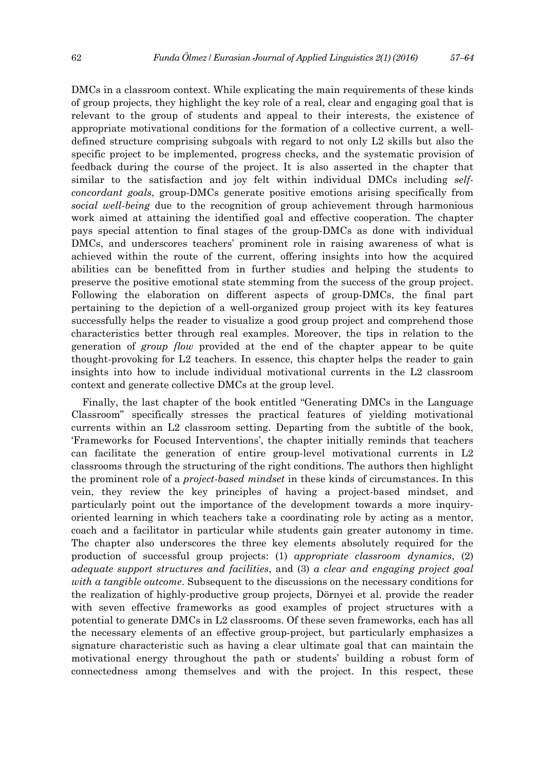DMCs in a classroom context. While explicating the main requirements of these kinds of group projects, they highlight the key role of a real, clear and engaging goal that is relevant to the group of students and appeal to their interests, the existence of appropriate motivational conditions for the formation of a collective current, a well-defined structure comprising subgoals with regard to not only L2 skills but also the specific project to be implemented, progress checks, and the systematic provision of feedback during the course of the project. It is also asserted in the chapter that similar to the satisfaction and joy felt within individual DMCs including *self-concordant goals*, group-DMCs generate positive emotions arising specifically from *social well-being* due to the recognition of group achievement through harmonious work aimed at attaining the identified goal and effective cooperation. The chapter pays special attention to final stages of the group-DMCs as done with individual DMCs, and underscores teachers' prominent role in raising awareness of what is achieved within the route of the current, offering insights into how the acquired abilities can be benefitted from in further studies and helping the students to preserve the positive emotional state stemming from the success of the group project. Following the elaboration on different aspects of group-DMCs, the final part pertaining to the depiction of a well-organized group project with its key features successfully helps the reader to visualize a good group project and comprehend those characteristics better through real examples. Moreover, the tips in relation to the generation of *group flow* provided at the end of the chapter appear to be quite thought-provoking for L2 teachers. In essence, this chapter helps the reader to gain insights into how to include individual motivational currents in the L2 classroom context and generate collective DMCs at the group level.

Finally, the last chapter of the book entitled "Generating DMCs in the Language Classroom" specifically stresses the practical features of yielding motivational currents within an L2 classroom setting. Departing from the subtitle of the book, 'Frameworks for Focused Interventions', the chapter initially reminds that teachers can facilitate the generation of entire group-level motivational currents in L2 classrooms through the structuring of the right conditions. The authors then highlight the prominent role of a *project-based mindset* in these kinds of circumstances. In this vein, they review the key principles of having a project-based mindset, and particularly point out the importance of the development towards a more inquiry-oriented learning in which teachers take a coordinating role by acting as a mentor, coach and a facilitator in particular while students gain greater autonomy in time. The chapter also underscores the three key elements absolutely required for the production of successful group projects: (1) *appropriate classroom dynamics*, (2) *adequate support structures and facilities*, and (3) *a clear and engaging project goal with a tangible outcome*. Subsequent to the discussions on the necessary conditions for the realization of highly-productive group projects, Dörnyei et al. provide the reader with seven effective frameworks as good examples of project structures with a potential to generate DMCs in L2 classrooms. Of these seven frameworks, each has all the necessary elements of an effective group-project, but particularly emphasizes a signature characteristic such as having a clear ultimate goal that can maintain the motivational energy throughout the path or students' building a robust form of connectedness among themselves and with the project. In this respect, these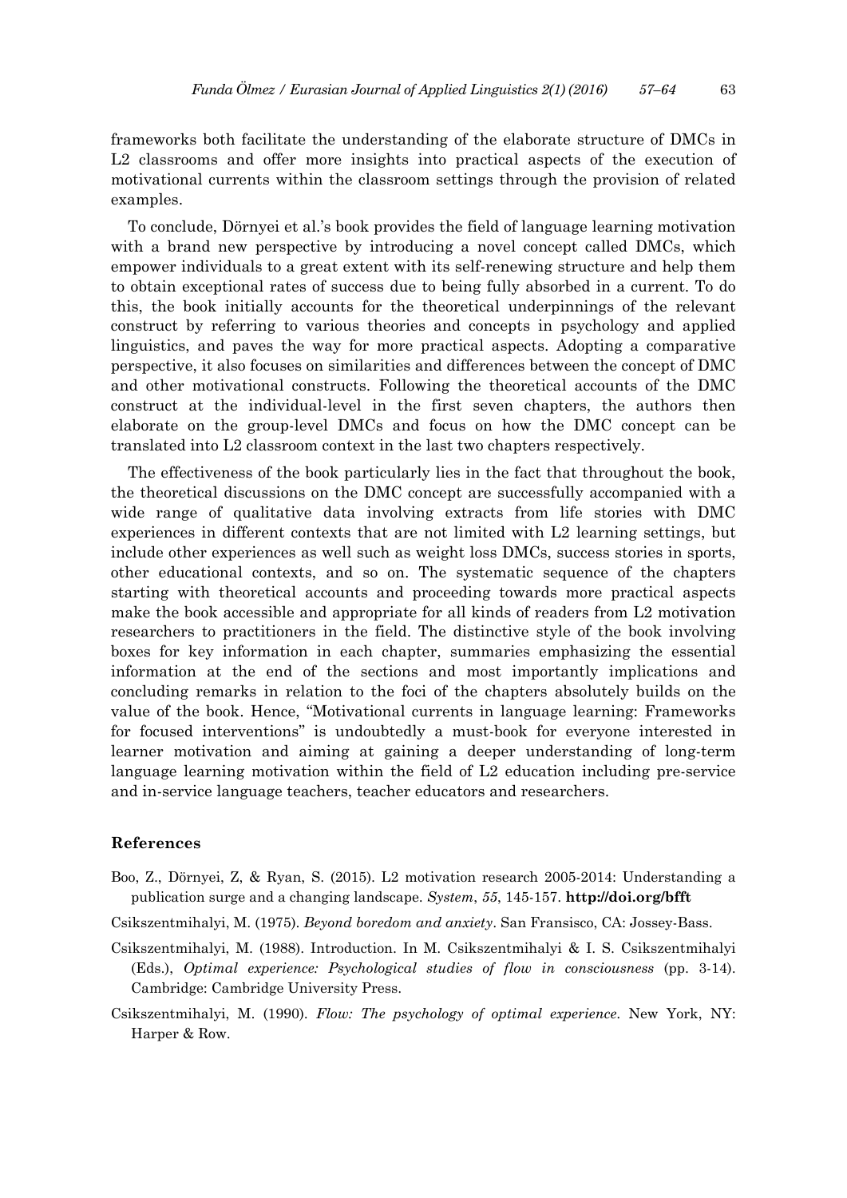frameworks both facilitate the understanding of the elaborate structure of DMCs in L2 classrooms and offer more insights into practical aspects of the execution of motivational currents within the classroom settings through the provision of related examples.

To conclude, Dörnyei et al.'s book provides the field of language learning motivation with a brand new perspective by introducing a novel concept called DMCs, which empower individuals to a great extent with its self-renewing structure and help them to obtain exceptional rates of success due to being fully absorbed in a current. To do this, the book initially accounts for the theoretical underpinnings of the relevant construct by referring to various theories and concepts in psychology and applied linguistics, and paves the way for more practical aspects. Adopting a comparative perspective, it also focuses on similarities and differences between the concept of DMC and other motivational constructs. Following the theoretical accounts of the DMC construct at the individual-level in the first seven chapters, the authors then elaborate on the group-level DMCs and focus on how the DMC concept can be translated into L2 classroom context in the last two chapters respectively.

The effectiveness of the book particularly lies in the fact that throughout the book, the theoretical discussions on the DMC concept are successfully accompanied with a wide range of qualitative data involving extracts from life stories with DMC experiences in different contexts that are not limited with L2 learning settings, but include other experiences as well such as weight loss DMCs, success stories in sports, other educational contexts, and so on. The systematic sequence of the chapters starting with theoretical accounts and proceeding towards more practical aspects make the book accessible and appropriate for all kinds of readers from L2 motivation researchers to practitioners in the field. The distinctive style of the book involving boxes for key information in each chapter, summaries emphasizing the essential information at the end of the sections and most importantly implications and concluding remarks in relation to the foci of the chapters absolutely builds on the value of the book. Hence, "Motivational currents in language learning: Frameworks for focused interventions" is undoubtedly a must-book for everyone interested in learner motivation and aiming at gaining a deeper understanding of long-term language learning motivation within the field of L2 education including pre-service and in-service language teachers, teacher educators and researchers.

## References

Boo, Z., Dörnyei, Z, & Ryan, S. (2015). L2 motivation research 2005-2014: Understanding a publication surge and a changing landscape. *System*, *55*, 145-157. **http://doi.org/bfft**

Csikszentmihalyi, M. (1975). *Beyond boredom and anxiety*. San Fransisco, CA: Jossey-Bass.

Csikszentmihalyi, M. (1988). Introduction. In M. Csikszentmihalyi & I. S. Csikszentmihalyi (Eds.), *Optimal experience: Psychological studies of flow in consciousness* (pp. 3-14). Cambridge: Cambridge University Press.

Csikszentmihalyi, M. (1990). *Flow: The psychology of optimal experience*. New York, NY: Harper & Row.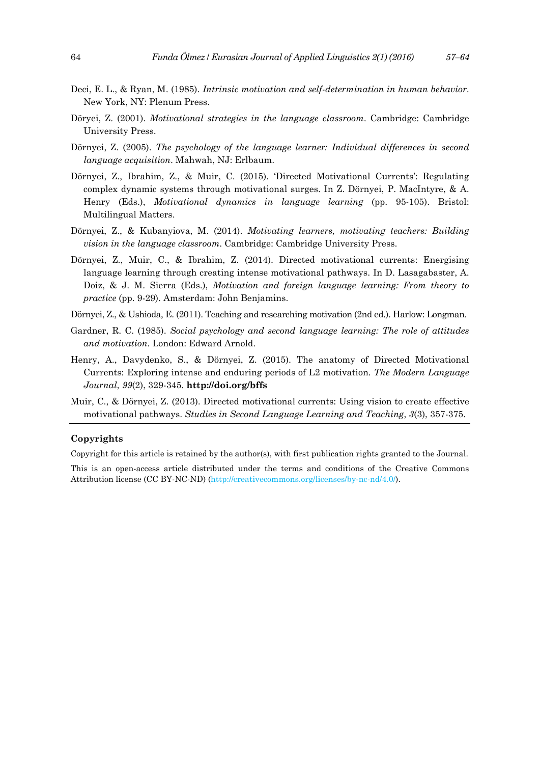Deci, E. L., & Ryan, M. (1985). *Intrinsic motivation and self-determination in human behavior*. New York, NY: Plenum Press.

Döryei, Z. (2001). *Motivational strategies in the language classroom*. Cambridge: Cambridge University Press.

Dörnyei, Z. (2005). *The psychology of the language learner: Individual differences in second language acquisition*. Mahwah, NJ: Erlbaum.

Dörnyei, Z., Ibrahim, Z., & Muir, C. (2015). 'Directed Motivational Currents': Regulating complex dynamic systems through motivational surges. In Z. Dörnyei, P. MacIntyre, & A. Henry (Eds.), *Motivational dynamics in language learning* (pp. 95-105). Bristol: Multilingual Matters.

Dörnyei, Z., & Kubanyiova, M. (2014). *Motivating learners, motivating teachers: Building vision in the language classroom*. Cambridge: Cambridge University Press.

Dörnyei, Z., Muir, C., & Ibrahim, Z. (2014). Directed motivational currents: Energising language learning through creating intense motivational pathways. In D. Lasagabaster, A. Doiz, & J. M. Sierra (Eds.), *Motivation and foreign language learning: From theory to practice* (pp. 9-29). Amsterdam: John Benjamins.

Dörnyei, Z., & Ushioda, E. (2011). Teaching and researching motivation (2nd ed.). Harlow: Longman.

Gardner, R. C. (1985). *Social psychology and second language learning: The role of attitudes and motivation*. London: Edward Arnold.

Henry, A., Davydenko, S., & Dörnyei, Z. (2015). The anatomy of Directed Motivational Currents: Exploring intense and enduring periods of L2 motivation. *The Modern Language Journal*, *99*(2), 329-345. **http://doi.org/bffs**

Muir, C., & Dörnyei, Z. (2013). Directed motivational currents: Using vision to create effective motivational pathways. *Studies in Second Language Learning and Teaching*, *3*(3), 357-375.

## Copyrights

Copyright for this article is retained by the author(s), with first publication rights granted to the Journal.

This is an open-access article distributed under the terms and conditions of the Creative Commons Attribution license (CC BY-NC-ND) (http://creativecommons.org/licenses/by-nc-nd/4.0/).